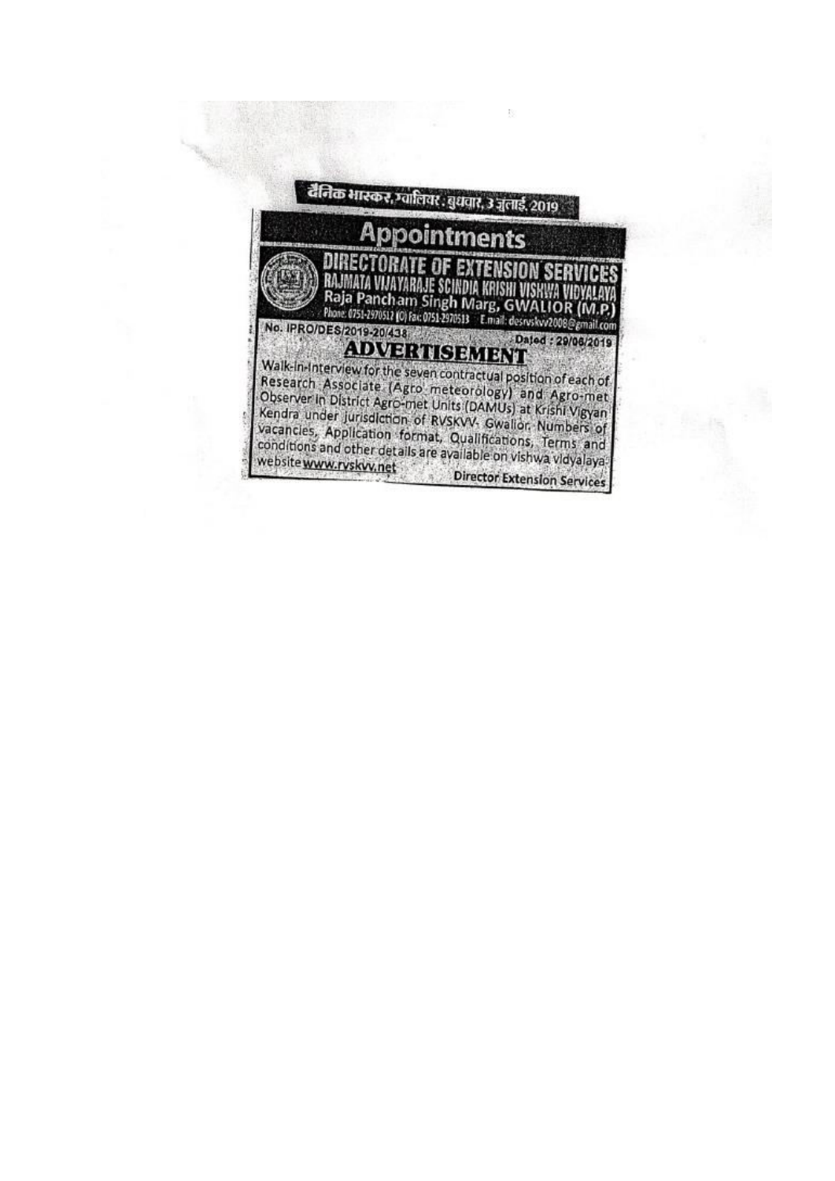दैनिक भास्कर, ग्वालियर : बुधवार, 3 जुलाई, 2019

# Appointments

## DIRECTORATE OF EXTENSION SERVICES
## RAJMATA VIJAYARAJE SCINDIA KRISHI VISHWA VIDYALAYA
### Raja Pancham Singh Marg, GWALIOR (M.P.)

Phone: 0751-2970512 (O) Fax: 0751-2970513 E.mail: desrvskvv2008@gmail.com

No. IPRO/DES/2019-20/438 Dated : 29/06/2019

## ADVERTISEMENT

Walk-in-interview for the seven contractual position of each of Research Associate (Agro meteorology) and Agro-met Observer in District Agro-met Units (DAMUs) at Krishi Vigyan Kendra under jurisdiction of RVSKVV- Gwalior. Numbers of vacancies, Application format, Qualifications, Terms and conditions and other details are available on vishwa vidyalaya website **www.rvskvv.net**

Director Extension Services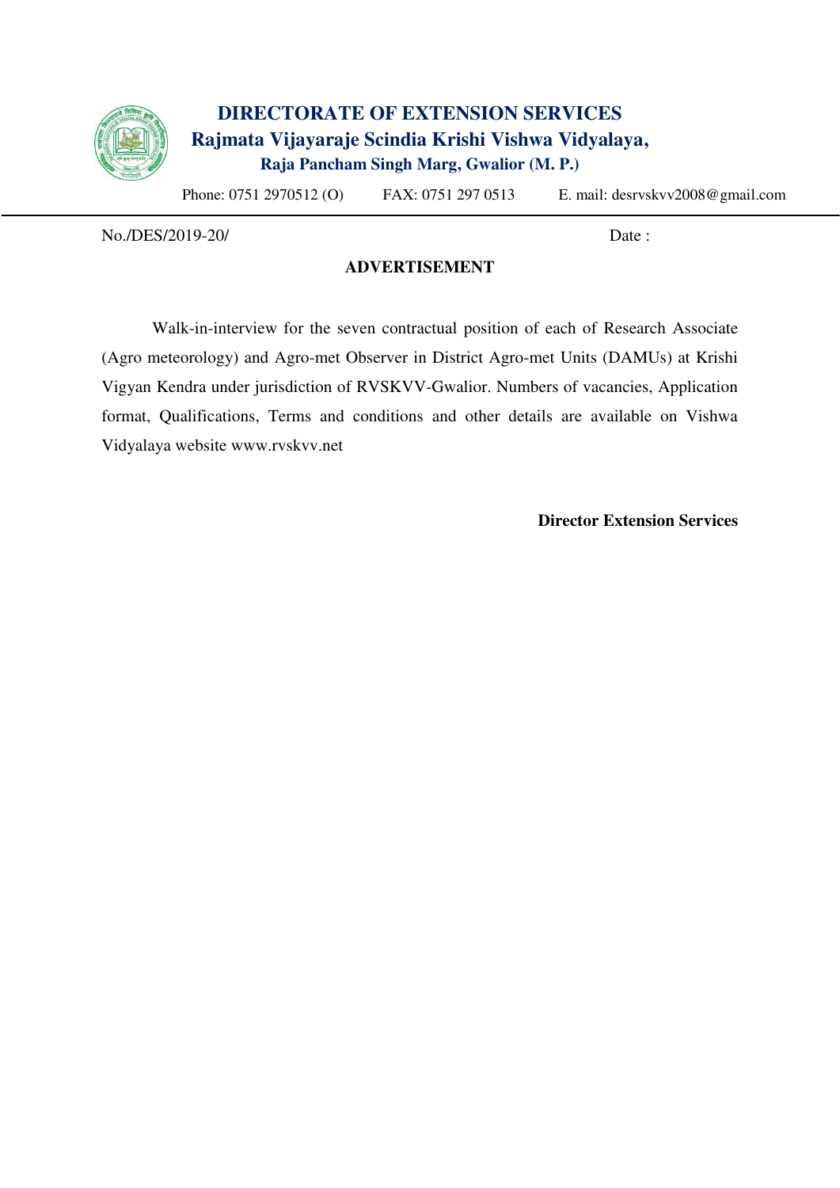# DIRECTORATE OF EXTENSION SERVICES

## Rajmata Vijayaraje Scindia Krishi Vishwa Vidyalaya,

**Raja Pancham Singh Marg, Gwalior (M. P.)**

Phone: 0751 2970512 (O) FAX: 0751 297 0513 E. mail: desrvskvv2008@gmail.com

No./DES/2019-20/ Date :

**ADVERTISEMENT**

Walk-in-interview for the seven contractual position of each of Research Associate (Agro meteorology) and Agro-met Observer in District Agro-met Units (DAMUs) at Krishi Vigyan Kendra under jurisdiction of RVSKVV-Gwalior. Numbers of vacancies, Application format, Qualifications, Terms and conditions and other details are available on Vishwa Vidyalaya website www.rvskvv.net

**Director Extension Services**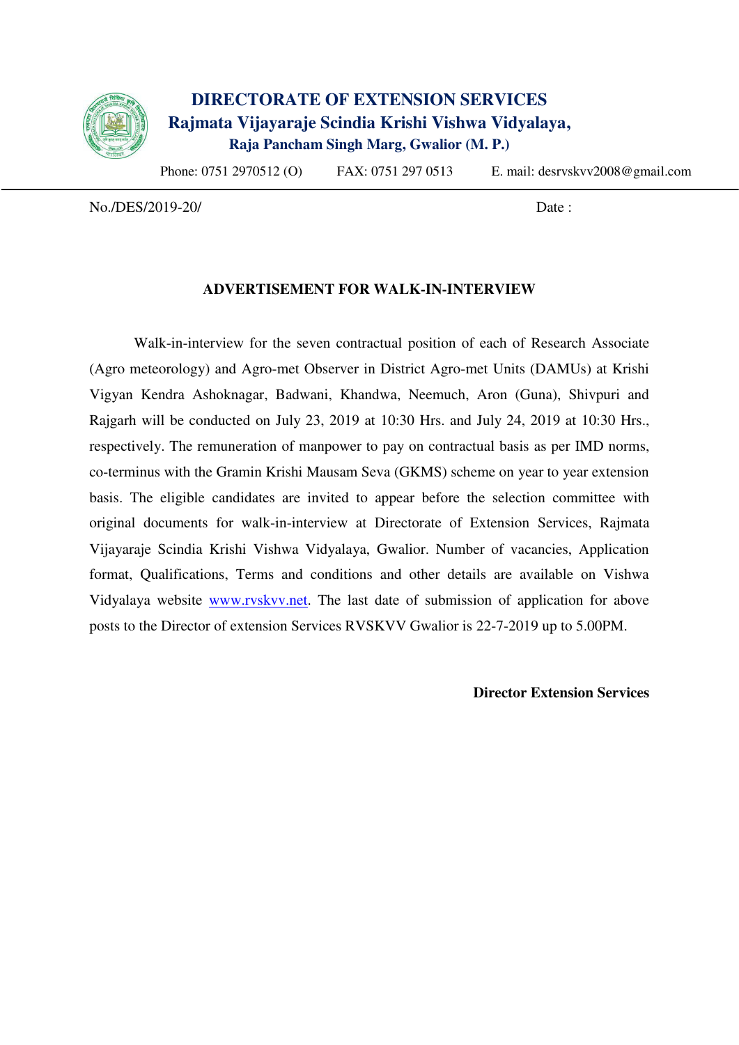# DIRECTORATE OF EXTENSION SERVICES

## Rajmata Vijayaraje Scindia Krishi Vishwa Vidyalaya,

### Raja Pancham Singh Marg, Gwalior (M. P.)

Phone: 0751 2970512 (O) FAX: 0751 297 0513 E. mail: desrvskvv2008@gmail.com

---

No./DES/2019-20/ Date :

**ADVERTISEMENT FOR WALK-IN-INTERVIEW**

Walk-in-interview for the seven contractual position of each of Research Associate (Agro meteorology) and Agro-met Observer in District Agro-met Units (DAMUs) at Krishi Vigyan Kendra Ashoknagar, Badwani, Khandwa, Neemuch, Aron (Guna), Shivpuri and Rajgarh will be conducted on July 23, 2019 at 10:30 Hrs. and July 24, 2019 at 10:30 Hrs., respectively. The remuneration of manpower to pay on contractual basis as per IMD norms, co-terminus with the Gramin Krishi Mausam Seva (GKMS) scheme on year to year extension basis. The eligible candidates are invited to appear before the selection committee with original documents for walk-in-interview at Directorate of Extension Services, Rajmata Vijayaraje Scindia Krishi Vishwa Vidyalaya, Gwalior. Number of vacancies, Application format, Qualifications, Terms and conditions and other details are available on Vishwa Vidyalaya website [www.rvskvv.net](http://www.rvskvv.net). The last date of submission of application for above posts to the Director of extension Services RVSKVV Gwalior is 22-7-2019 up to 5.00PM.

**Director Extension Services**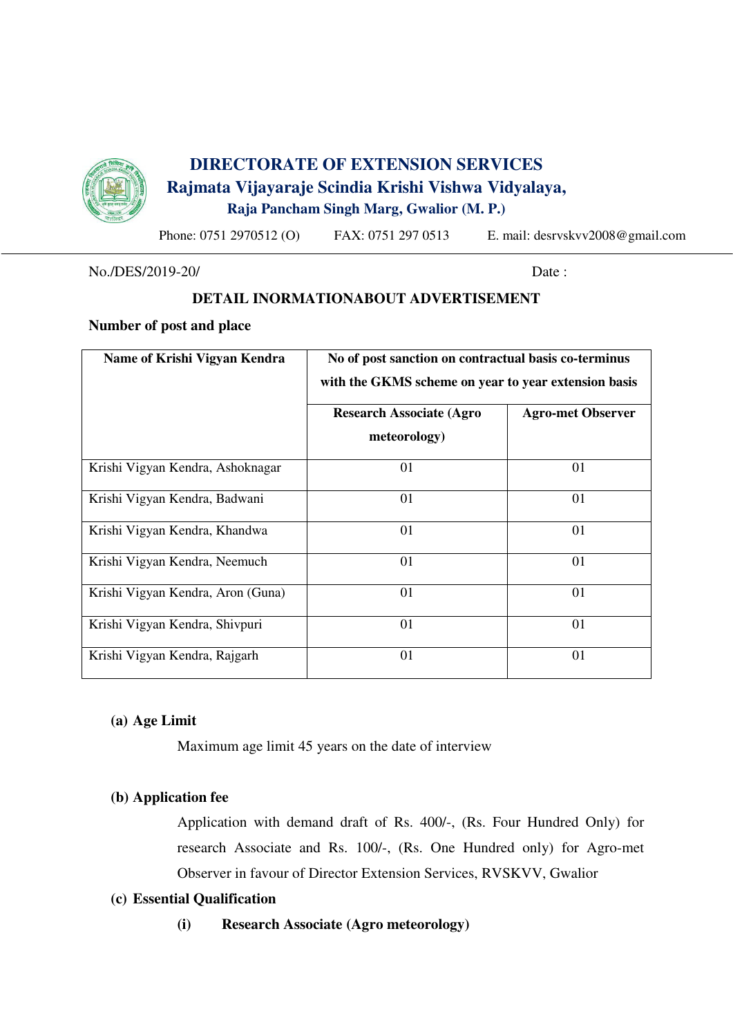# DIRECTORATE OF EXTENSION SERVICES

## Rajmata Vijayaraje Scindia Krishi Vishwa Vidyalaya,

### Raja Pancham Singh Marg, Gwalior (M. P.)

Phone: 0751 2970512 (O)  FAX: 0751 297 0513  E. mail: desrvskvv2008@gmail.com

No./DES/2019-20/  Date :

**DETAIL INORMATIONABOUT ADVERTISEMENT**

**Number of post and place**

| Name of Krishi Vigyan Kendra | No of post sanction on contractual basis co-terminus with the GKMS scheme on year to year extension basis | |
|---|---|---|
| | Research Associate (Agro meteorology) | Agro-met Observer |
| Krishi Vigyan Kendra, Ashoknagar | 01 | 01 |
| Krishi Vigyan Kendra, Badwani | 01 | 01 |
| Krishi Vigyan Kendra, Khandwa | 01 | 01 |
| Krishi Vigyan Kendra, Neemuch | 01 | 01 |
| Krishi Vigyan Kendra, Aron (Guna) | 01 | 01 |
| Krishi Vigyan Kendra, Shivpuri | 01 | 01 |
| Krishi Vigyan Kendra, Rajgarh | 01 | 01 |

**(a) Age Limit**

Maximum age limit 45 years on the date of interview

**(b) Application fee**

Application with demand draft of Rs. 400/-, (Rs. Four Hundred Only) for research Associate and Rs. 100/-, (Rs. One Hundred only) for Agro-met Observer in favour of Director Extension Services, RVSKVV, Gwalior

**(c) Essential Qualification**

**(i) Research Associate (Agro meteorology)**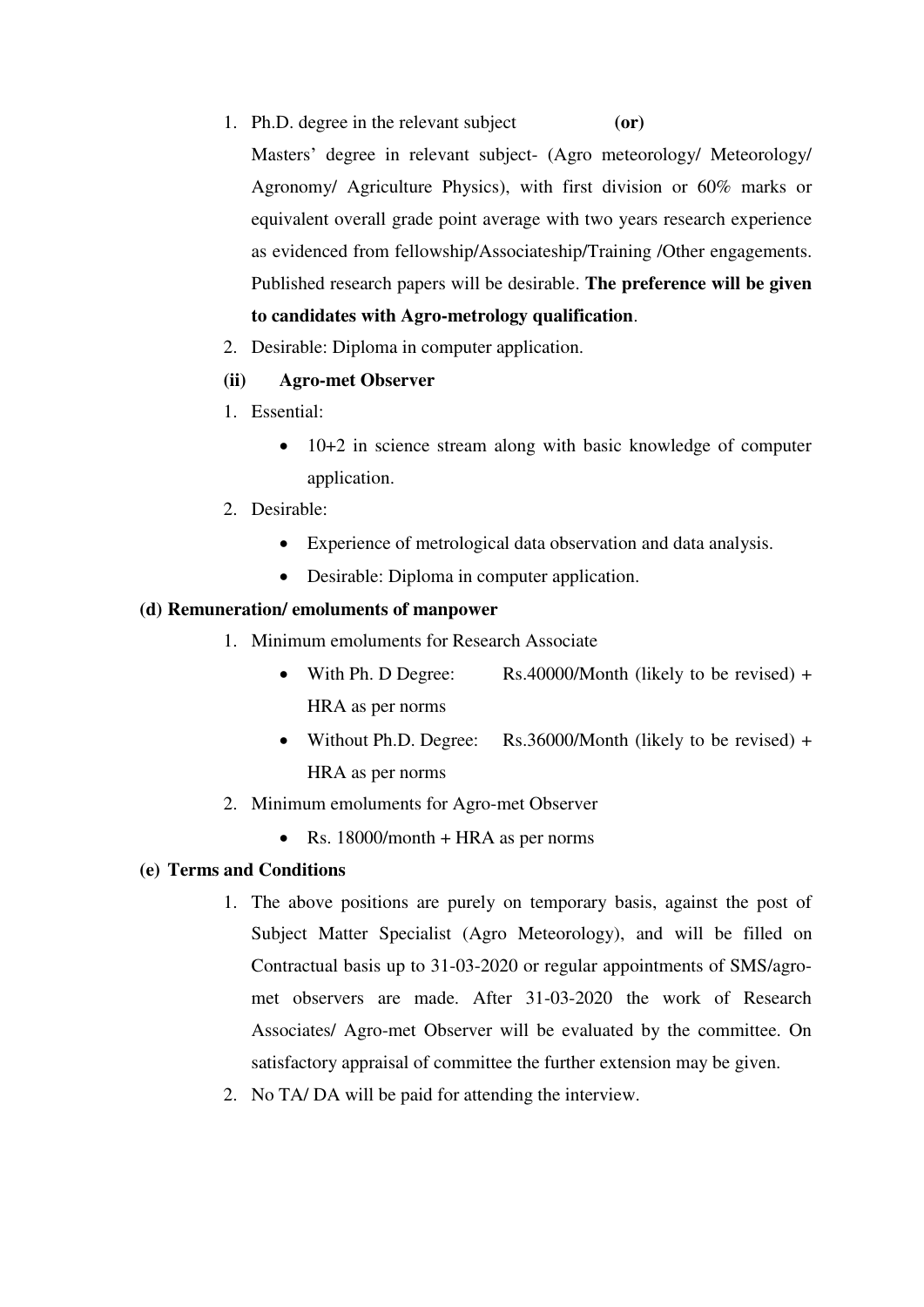1. Ph.D. degree in the relevant subject **(or)**

   Masters' degree in relevant subject- (Agro meteorology/ Meteorology/ Agronomy/ Agriculture Physics), with first division or 60% marks or equivalent overall grade point average with two years research experience as evidenced from fellowship/Associateship/Training /Other engagements. Published research papers will be desirable. **The preference will be given to candidates with Agro-metrology qualification**.
2. Desirable: Diploma in computer application.

**(ii) Agro-met Observer**

1. Essential:
   - 10+2 in science stream along with basic knowledge of computer application.
2. Desirable:
   - Experience of metrological data observation and data analysis.
   - Desirable: Diploma in computer application.

**(d) Remuneration/ emoluments of manpower**

1. Minimum emoluments for Research Associate
   - With Ph. D Degree: Rs.40000/Month (likely to be revised) + HRA as per norms
   - Without Ph.D. Degree: Rs.36000/Month (likely to be revised) + HRA as per norms
2. Minimum emoluments for Agro-met Observer
   - Rs. 18000/month + HRA as per norms

**(e) Terms and Conditions**

1. The above positions are purely on temporary basis, against the post of Subject Matter Specialist (Agro Meteorology), and will be filled on Contractual basis up to 31-03-2020 or regular appointments of SMS/agro-met observers are made. After 31-03-2020 the work of Research Associates/ Agro-met Observer will be evaluated by the committee. On satisfactory appraisal of committee the further extension may be given.
2. No TA/ DA will be paid for attending the interview.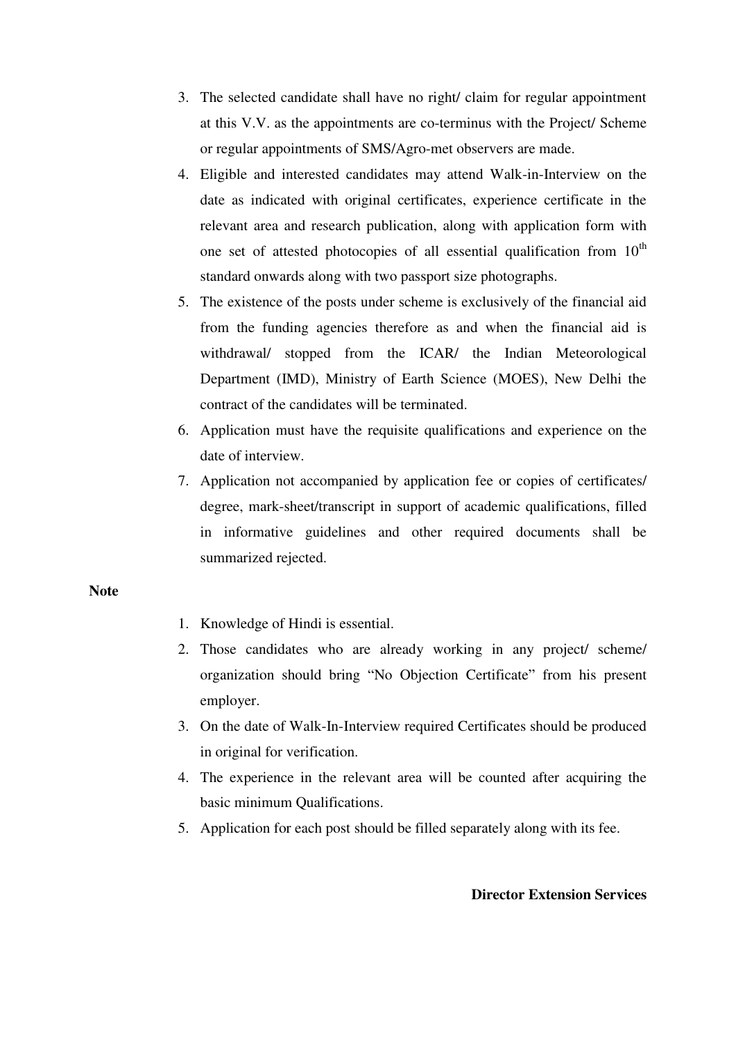3. The selected candidate shall have no right/ claim for regular appointment at this V.V. as the appointments are co-terminus with the Project/ Scheme or regular appointments of SMS/Agro-met observers are made.
4. Eligible and interested candidates may attend Walk-in-Interview on the date as indicated with original certificates, experience certificate in the relevant area and research publication, along with application form with one set of attested photocopies of all essential qualification from 10th standard onwards along with two passport size photographs.
5. The existence of the posts under scheme is exclusively of the financial aid from the funding agencies therefore as and when the financial aid is withdrawal/ stopped from the ICAR/ the Indian Meteorological Department (IMD), Ministry of Earth Science (MOES), New Delhi the contract of the candidates will be terminated.
6. Application must have the requisite qualifications and experience on the date of interview.
7. Application not accompanied by application fee or copies of certificates/ degree, mark-sheet/transcript in support of academic qualifications, filled in informative guidelines and other required documents shall be summarized rejected.

**Note**

1. Knowledge of Hindi is essential.
2. Those candidates who are already working in any project/ scheme/ organization should bring "No Objection Certificate" from his present employer.
3. On the date of Walk-In-Interview required Certificates should be produced in original for verification.
4. The experience in the relevant area will be counted after acquiring the basic minimum Qualifications.
5. Application for each post should be filled separately along with its fee.

**Director Extension Services**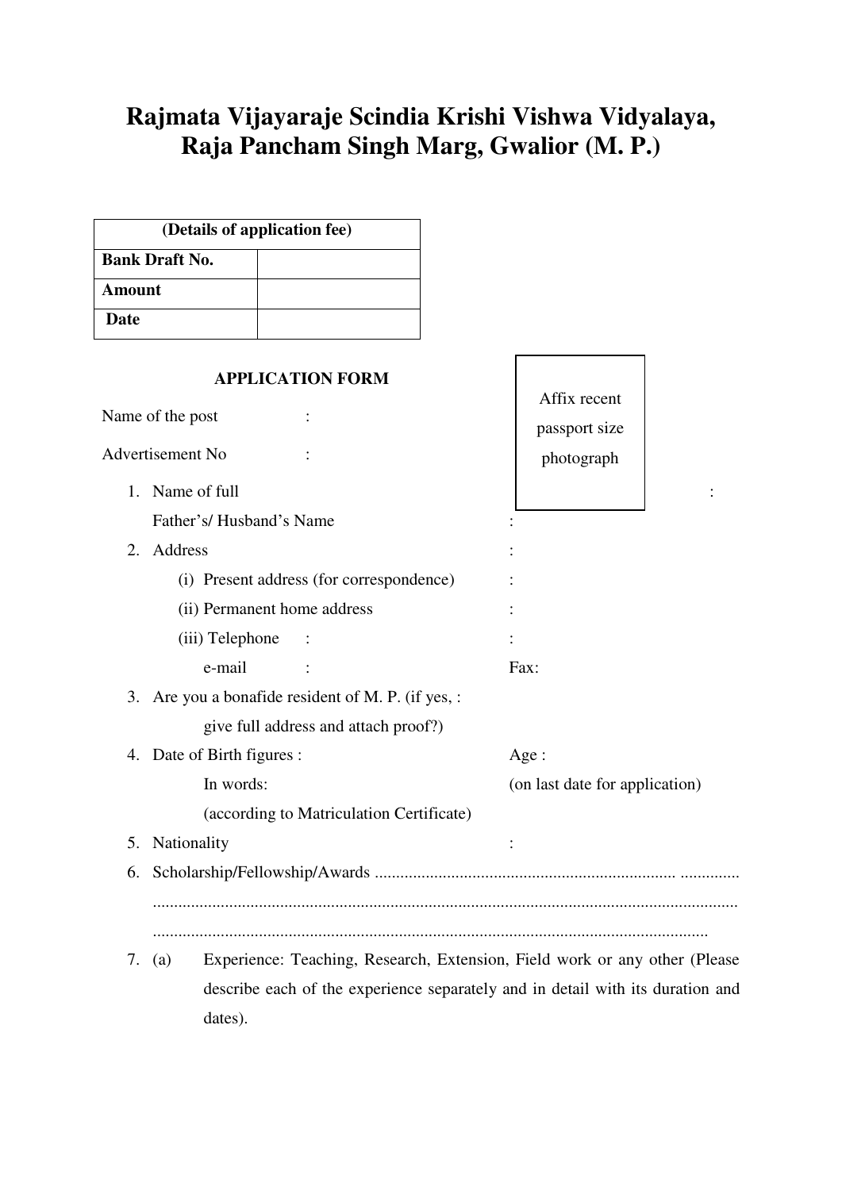# Rajmata Vijayaraje Scindia Krishi Vishwa Vidyalaya, Raja Pancham Singh Marg, Gwalior (M. P.)

| (Details of application fee) | |
|---|---|
| **Bank Draft No.** | |
| **Amount** | |
| **Date** | |

Affix recent passport size photograph

**APPLICATION FORM**

Name of the post :

Advertisement No :

1. Name of full :

   Father's/ Husband's Name :

2. Address :

   (i) Present address (for correspondence) :

   (ii) Permanent home address :

   (iii) Telephone : :

   e-mail : Fax:

3. Are you a bonafide resident of M. P. (if yes, :

   give full address and attach proof?)

4. Date of Birth figures : Age :

   In words: (on last date for application)

   (according to Matriculation Certificate)

5. Nationality :

6. Scholarship/Fellowship/Awards ...................................................................... ..............

   .......................................................................................................................................

   .................................................................................................................................

7. (a) Experience: Teaching, Research, Extension, Field work or any other (Please describe each of the experience separately and in detail with its duration and dates).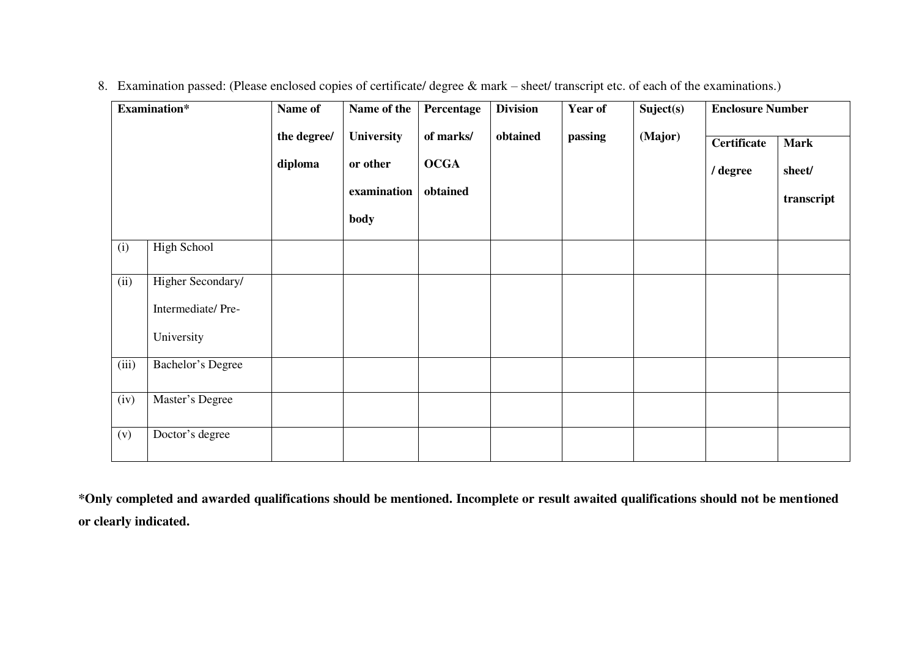8. Examination passed: (Please enclosed copies of certificate/ degree & mark – sheet/ transcript etc. of each of the examinations.)

| Examination* | | Name of the degree/ diploma | Name of the University or other examination body | Percentage of marks/ OCGA obtained | Division obtained | Year of passing | Suject(s) (Major) | Enclosure Number | |
|---|---|---|---|---|---|---|---|---|---|
| | | | | | | | | Certificate / degree | Mark sheet/ transcript |
| (i) | High School | | | | | | | | |
| (ii) | Higher Secondary/ Intermediate/ Pre-University | | | | | | | | |
| (iii) | Bachelor's Degree | | | | | | | | |
| (iv) | Master's Degree | | | | | | | | |
| (v) | Doctor's degree | | | | | | | | |

**\*Only completed and awarded qualifications should be mentioned. Incomplete or result awaited qualifications should not be mentioned or clearly indicated.**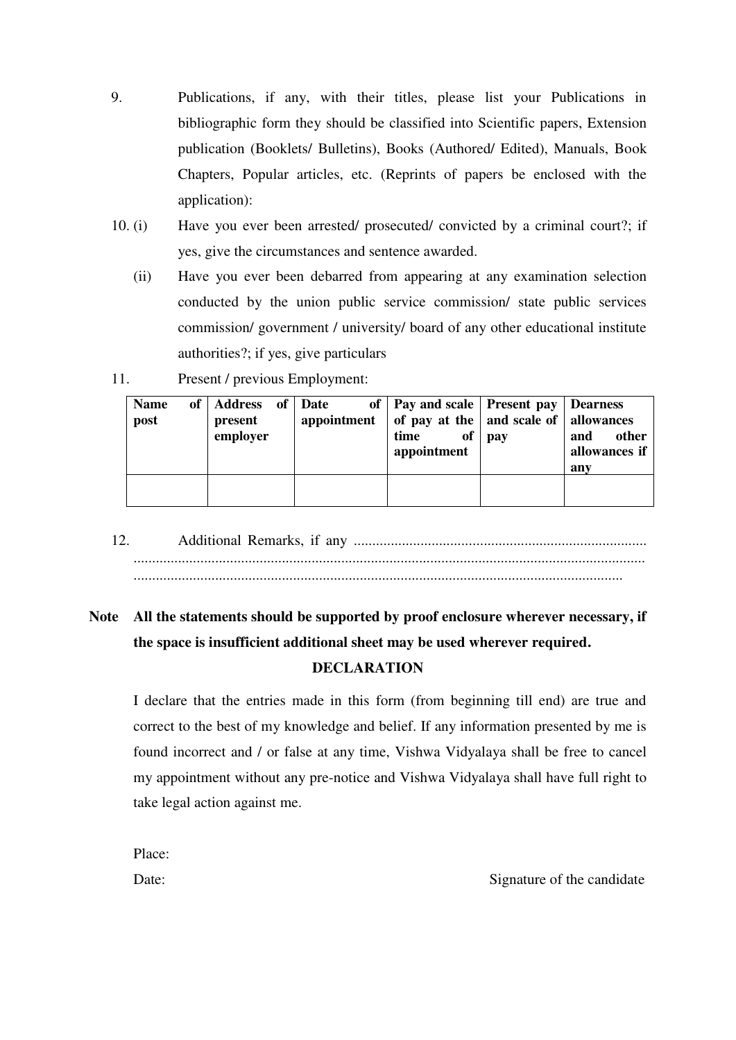9. Publications, if any, with their titles, please list your Publications in bibliographic form they should be classified into Scientific papers, Extension publication (Booklets/ Bulletins), Books (Authored/ Edited), Manuals, Book Chapters, Popular articles, etc. (Reprints of papers be enclosed with the application):

10. (i) Have you ever been arrested/ prosecuted/ convicted by a criminal court?; if yes, give the circumstances and sentence awarded.

 (ii) Have you ever been debarred from appearing at any examination selection conducted by the union public service commission/ state public services commission/ government / university/ board of any other educational institute authorities?; if yes, give particulars

11. Present / previous Employment:

| **Name of post** | **Address of present employer** | **Date of appointment** | **Pay and scale of pay at the time of appointment** | **Present pay and scale of pay** | **Dearness allowances and other allowances if any** |
|---|---|---|---|---|---|
| | | | | | |

12. Additional Remarks, if any ..............................................................................
.........................................................................................................................................
..................................................................................................................................

**Note All the statements should be supported by proof enclosure wherever necessary, if the space is insufficient additional sheet may be used wherever required.**

**DECLARATION**

I declare that the entries made in this form (from beginning till end) are true and correct to the best of my knowledge and belief. If any information presented by me is found incorrect and / or false at any time, Vishwa Vidyalaya shall be free to cancel my appointment without any pre-notice and Vishwa Vidyalaya shall have full right to take legal action against me.

Place:

Date: Signature of the candidate